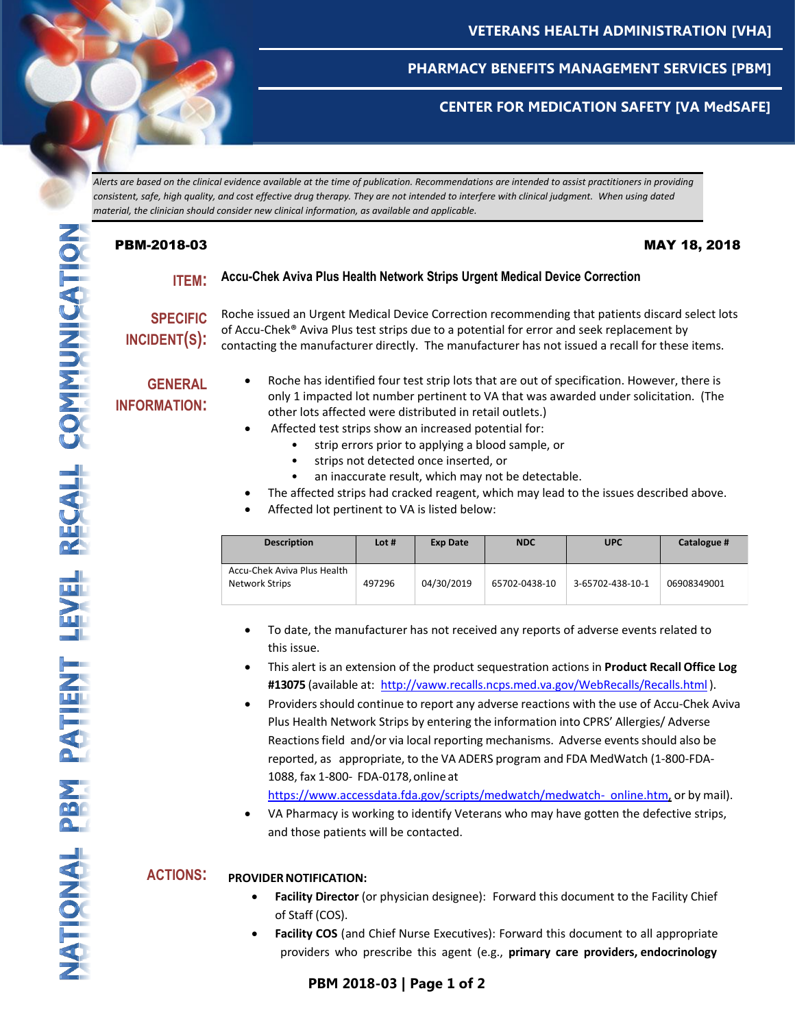**VETERANS HEALTH ADMINISTRATION [VHA]**

**PHARMACY BENEFITS MANAGEMENT SERVICES [PBM]**

**CENTER FOR MEDICATION SAFETY [VA MedSAFE]**

*Alerts are based on the clinical evidence available at the time of publication. Recommendations are intended to assist practitioners in providing consistent, safe, high quality, and cost effective drug therapy. They are not intended to interfere with clinical judgment. When using dated material, the clinician should consider new clinical information, as available and applicable.*

NATIONAL PBM PATIENT LEVEL RECALL COMMUNICATION

**PBM-2018-03** **MAY 18, 2018**

**ITEM:** **Accu-Chek Aviva Plus Health Network Strips Urgent Medical Device Correction**

**SPECIFIC INCIDENT(S):** Roche issued an Urgent Medical Device Correction recommending that patients discard select lots of Accu-Chek® Aviva Plus test strips due to a potential for error and seek replacement by contacting the manufacturer directly. The manufacturer has not issued a recall for these items.

**GENERAL INFORMATION:**

- Roche has identified four test strip lots that are out of specification. However, there is only 1 impacted lot number pertinent to VA that was awarded under solicitation. (The other lots affected were distributed in retail outlets.)
- Affected test strips show an increased potential for:
  - strip errors prior to applying a blood sample, or
  - strips not detected once inserted, or
  - an inaccurate result, which may not be detectable.
- The affected strips had cracked reagent, which may lead to the issues described above.
- Affected lot pertinent to VA is listed below:

| Description | Lot # | Exp Date | NDC | UPC | Catalogue # |
| --- | --- | --- | --- | --- | --- |
| Accu-Chek Aviva Plus Health Network Strips | 497296 | 04/30/2019 | 65702-0438-10 | 3-65702-438-10-1 | 06908349001 |

- To date, the manufacturer has not received any reports of adverse events related to this issue.
- This alert is an extension of the product sequestration actions in **Product Recall Office Log #13075** (available at: http://vaww.recalls.ncps.med.va.gov/WebRecalls/Recalls.html).
- Providers should continue to report any adverse reactions with the use of Accu-Chek Aviva Plus Health Network Strips by entering the information into CPRS' Allergies/ Adverse Reactions field and/or via local reporting mechanisms. Adverse events should also be reported, as appropriate, to the VA ADERS program and FDA MedWatch (1-800-FDA-1088, fax 1-800- FDA-0178, online at https://www.accessdata.fda.gov/scripts/medwatch/medwatch- online.htm, or by mail).
- VA Pharmacy is working to identify Veterans who may have gotten the defective strips, and those patients will be contacted.

**ACTIONS:**

**PROVIDER NOTIFICATION:**

- **Facility Director** (or physician designee): Forward this document to the Facility Chief of Staff (COS).
- **Facility COS** (and Chief Nurse Executives): Forward this document to all appropriate providers who prescribe this agent (e.g., **primary care providers, endocrinology**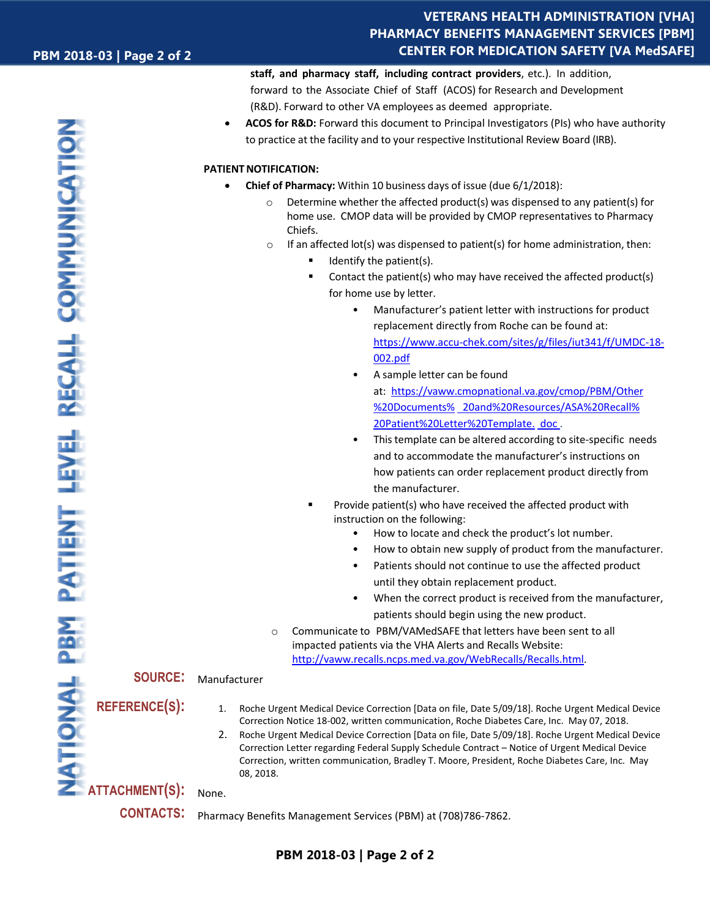**staff, and pharmacy staff, including contract providers**, etc.). In addition, forward to the Associate Chief of Staff (ACOS) for Research and Development (R&D). Forward to other VA employees as deemed appropriate.

- **ACOS for R&D:** Forward this document to Principal Investigators (PIs) who have authority to practice at the facility and to your respective Institutional Review Board (IRB).

**PATIENT NOTIFICATION:**

- **Chief of Pharmacy:** Within 10 business days of issue (due 6/1/2018):
  - Determine whether the affected product(s) was dispensed to any patient(s) for home use. CMOP data will be provided by CMOP representatives to Pharmacy Chiefs.
  - If an affected lot(s) was dispensed to patient(s) for home administration, then:
    - Identify the patient(s).
    - Contact the patient(s) who may have received the affected product(s) for home use by letter.
      - Manufacturer's patient letter with instructions for product replacement directly from Roche can be found at: https://www.accu-chek.com/sites/g/files/iut341/f/UMDC-18-002.pdf
      - A sample letter can be found at: https://vaww.cmopnational.va.gov/cmop/PBM/Other%20Documents%20and%20Resources/ASA%20Recall%20Patient%20Letter%20Template.doc.
      - This template can be altered according to site-specific needs and to accommodate the manufacturer's instructions on how patients can order replacement product directly from the manufacturer.
    - Provide patient(s) who have received the affected product with instruction on the following:
      - How to locate and check the product's lot number.
      - How to obtain new supply of product from the manufacturer.
      - Patients should not continue to use the affected product until they obtain replacement product.
      - When the correct product is received from the manufacturer, patients should begin using the new product.
  - Communicate to PBM/VAMedSAFE that letters have been sent to all impacted patients via the VHA Alerts and Recalls Website: http://vaww.recalls.ncps.med.va.gov/WebRecalls/Recalls.html.

**SOURCE:** Manufacturer

**REFERENCE(S):**

1. Roche Urgent Medical Device Correction [Data on file, Date 5/09/18]. Roche Urgent Medical Device Correction Notice 18-002, written communication, Roche Diabetes Care, Inc. May 07, 2018.
2. Roche Urgent Medical Device Correction [Data on file, Date 5/09/18]. Roche Urgent Medical Device Correction Letter regarding Federal Supply Schedule Contract – Notice of Urgent Medical Device Correction, written communication, Bradley T. Moore, President, Roche Diabetes Care, Inc. May 08, 2018.

**ATTACHMENT(S):** None.

**CONTACTS:** Pharmacy Benefits Management Services (PBM) at (708)786-7862.